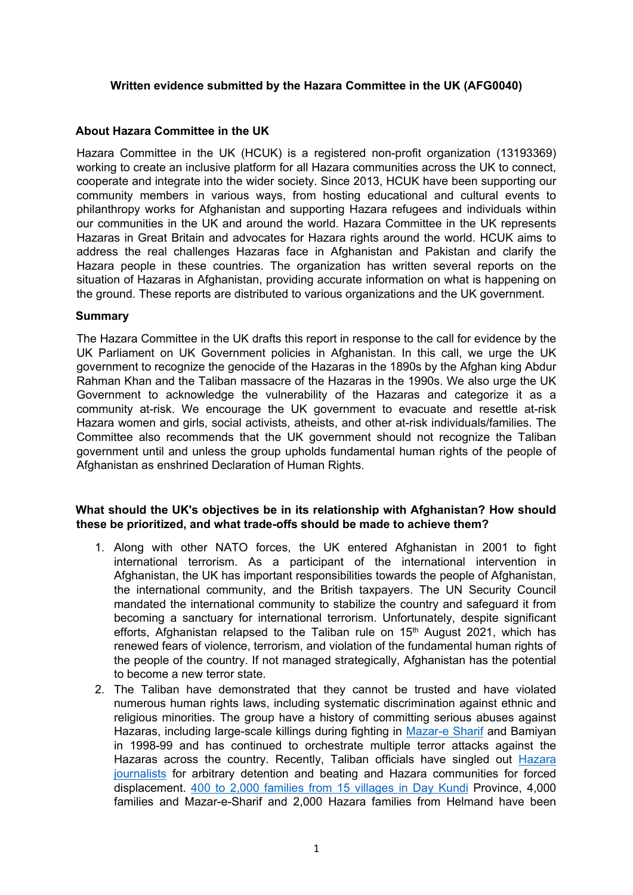**Written evidence submitted by the Hazara Committee in the UK (AFG0040)**

**About Hazara Committee in the UK**

Hazara Committee in the UK (HCUK) is a registered non-profit organization (13193369) working to create an inclusive platform for all Hazara communities across the UK to connect, cooperate and integrate into the wider society. Since 2013, HCUK have been supporting our community members in various ways, from hosting educational and cultural events to philanthropy works for Afghanistan and supporting Hazara refugees and individuals within our communities in the UK and around the world. Hazara Committee in the UK represents Hazaras in Great Britain and advocates for Hazara rights around the world. HCUK aims to address the real challenges Hazaras face in Afghanistan and Pakistan and clarify the Hazara people in these countries. The organization has written several reports on the situation of Hazaras in Afghanistan, providing accurate information on what is happening on the ground. These reports are distributed to various organizations and the UK government.

**Summary**

The Hazara Committee in the UK drafts this report in response to the call for evidence by the UK Parliament on UK Government policies in Afghanistan. In this call, we urge the UK government to recognize the genocide of the Hazaras in the 1890s by the Afghan king Abdur Rahman Khan and the Taliban massacre of the Hazaras in the 1990s. We also urge the UK Government to acknowledge the vulnerability of the Hazaras and categorize it as a community at-risk. We encourage the UK government to evacuate and resettle at-risk Hazara women and girls, social activists, atheists, and other at-risk individuals/families. The Committee also recommends that the UK government should not recognize the Taliban government until and unless the group upholds fundamental human rights of the people of Afghanistan as enshrined Declaration of Human Rights.

**What should the UK's objectives be in its relationship with Afghanistan? How should these be prioritized, and what trade-offs should be made to achieve them?**

1. Along with other NATO forces, the UK entered Afghanistan in 2001 to fight international terrorism. As a participant of the international intervention in Afghanistan, the UK has important responsibilities towards the people of Afghanistan, the international community, and the British taxpayers. The UN Security Council mandated the international community to stabilize the country and safeguard it from becoming a sanctuary for international terrorism. Unfortunately, despite significant efforts, Afghanistan relapsed to the Taliban rule on 15th August 2021, which has renewed fears of violence, terrorism, and violation of the fundamental human rights of the people of the country. If not managed strategically, Afghanistan has the potential to become a new terror state.
2. The Taliban have demonstrated that they cannot be trusted and have violated numerous human rights laws, including systematic discrimination against ethnic and religious minorities. The group have a history of committing serious abuses against Hazaras, including large-scale killings during fighting in Mazar-e Sharif and Bamiyan in 1998-99 and has continued to orchestrate multiple terror attacks against the Hazaras across the country. Recently, Taliban officials have singled out Hazara journalists for arbitrary detention and beating and Hazara communities for forced displacement. 400 to 2,000 families from 15 villages in Day Kundi Province, 4,000 families and Mazar-e-Sharif and 2,000 Hazara families from Helmand have been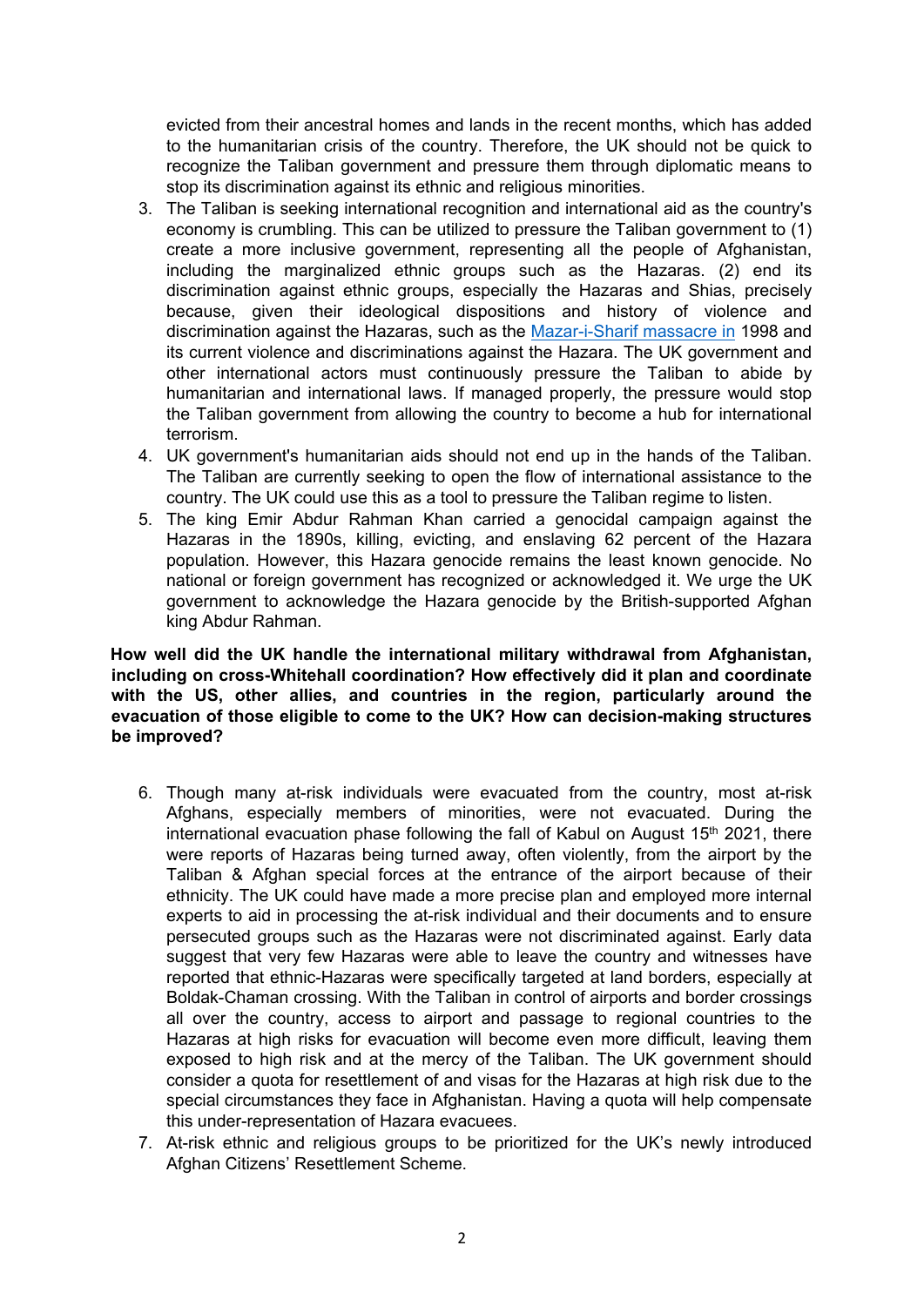evicted from their ancestral homes and lands in the recent months, which has added to the humanitarian crisis of the country. Therefore, the UK should not be quick to recognize the Taliban government and pressure them through diplomatic means to stop its discrimination against its ethnic and religious minorities.

3. The Taliban is seeking international recognition and international aid as the country's economy is crumbling. This can be utilized to pressure the Taliban government to (1) create a more inclusive government, representing all the people of Afghanistan, including the marginalized ethnic groups such as the Hazaras. (2) end its discrimination against ethnic groups, especially the Hazaras and Shias, precisely because, given their ideological dispositions and history of violence and discrimination against the Hazaras, such as the Mazar-i-Sharif massacre in 1998 and its current violence and discriminations against the Hazara. The UK government and other international actors must continuously pressure the Taliban to abide by humanitarian and international laws. If managed properly, the pressure would stop the Taliban government from allowing the country to become a hub for international terrorism.
4. UK government's humanitarian aids should not end up in the hands of the Taliban. The Taliban are currently seeking to open the flow of international assistance to the country. The UK could use this as a tool to pressure the Taliban regime to listen.
5. The king Emir Abdur Rahman Khan carried a genocidal campaign against the Hazaras in the 1890s, killing, evicting, and enslaving 62 percent of the Hazara population. However, this Hazara genocide remains the least known genocide. No national or foreign government has recognized or acknowledged it. We urge the UK government to acknowledge the Hazara genocide by the British-supported Afghan king Abdur Rahman.

**How well did the UK handle the international military withdrawal from Afghanistan, including on cross-Whitehall coordination? How effectively did it plan and coordinate with the US, other allies, and countries in the region, particularly around the evacuation of those eligible to come to the UK? How can decision-making structures be improved?**

6. Though many at-risk individuals were evacuated from the country, most at-risk Afghans, especially members of minorities, were not evacuated. During the international evacuation phase following the fall of Kabul on August 15th 2021, there were reports of Hazaras being turned away, often violently, from the airport by the Taliban & Afghan special forces at the entrance of the airport because of their ethnicity. The UK could have made a more precise plan and employed more internal experts to aid in processing the at-risk individual and their documents and to ensure persecuted groups such as the Hazaras were not discriminated against. Early data suggest that very few Hazaras were able to leave the country and witnesses have reported that ethnic-Hazaras were specifically targeted at land borders, especially at Boldak-Chaman crossing. With the Taliban in control of airports and border crossings all over the country, access to airport and passage to regional countries to the Hazaras at high risks for evacuation will become even more difficult, leaving them exposed to high risk and at the mercy of the Taliban. The UK government should consider a quota for resettlement of and visas for the Hazaras at high risk due to the special circumstances they face in Afghanistan. Having a quota will help compensate this under-representation of Hazara evacuees.
7. At-risk ethnic and religious groups to be prioritized for the UK's newly introduced Afghan Citizens' Resettlement Scheme.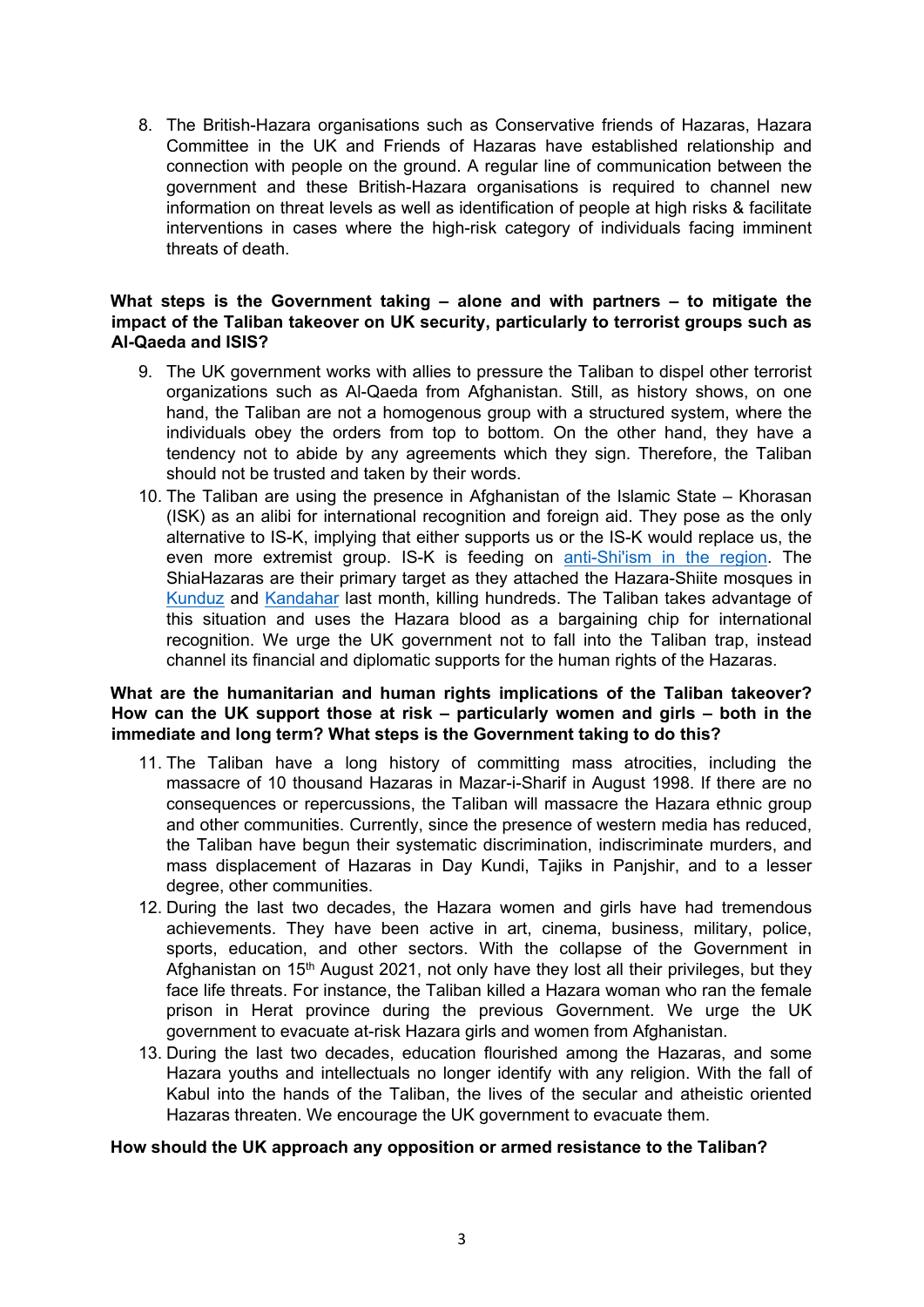8. The British-Hazara organisations such as Conservative friends of Hazaras, Hazara Committee in the UK and Friends of Hazaras have established relationship and connection with people on the ground. A regular line of communication between the government and these British-Hazara organisations is required to channel new information on threat levels as well as identification of people at high risks & facilitate interventions in cases where the high-risk category of individuals facing imminent threats of death.

**What steps is the Government taking – alone and with partners – to mitigate the impact of the Taliban takeover on UK security, particularly to terrorist groups such as Al-Qaeda and ISIS?**

9. The UK government works with allies to pressure the Taliban to dispel other terrorist organizations such as Al-Qaeda from Afghanistan. Still, as history shows, on one hand, the Taliban are not a homogenous group with a structured system, where the individuals obey the orders from top to bottom. On the other hand, they have a tendency not to abide by any agreements which they sign. Therefore, the Taliban should not be trusted and taken by their words.
10. The Taliban are using the presence in Afghanistan of the Islamic State – Khorasan (ISK) as an alibi for international recognition and foreign aid. They pose as the only alternative to IS-K, implying that either supports us or the IS-K would replace us, the even more extremist group. IS-K is feeding on anti-Shi'ism in the region. The ShiaHazaras are their primary target as they attached the Hazara-Shiite mosques in Kunduz and Kandahar last month, killing hundreds. The Taliban takes advantage of this situation and uses the Hazara blood as a bargaining chip for international recognition. We urge the UK government not to fall into the Taliban trap, instead channel its financial and diplomatic supports for the human rights of the Hazaras.

**What are the humanitarian and human rights implications of the Taliban takeover? How can the UK support those at risk – particularly women and girls – both in the immediate and long term? What steps is the Government taking to do this?**

11. The Taliban have a long history of committing mass atrocities, including the massacre of 10 thousand Hazaras in Mazar-i-Sharif in August 1998. If there are no consequences or repercussions, the Taliban will massacre the Hazara ethnic group and other communities. Currently, since the presence of western media has reduced, the Taliban have begun their systematic discrimination, indiscriminate murders, and mass displacement of Hazaras in Day Kundi, Tajiks in Panjshir, and to a lesser degree, other communities.
12. During the last two decades, the Hazara women and girls have had tremendous achievements. They have been active in art, cinema, business, military, police, sports, education, and other sectors. With the collapse of the Government in Afghanistan on 15th August 2021, not only have they lost all their privileges, but they face life threats. For instance, the Taliban killed a Hazara woman who ran the female prison in Herat province during the previous Government. We urge the UK government to evacuate at-risk Hazara girls and women from Afghanistan.
13. During the last two decades, education flourished among the Hazaras, and some Hazara youths and intellectuals no longer identify with any religion. With the fall of Kabul into the hands of the Taliban, the lives of the secular and atheistic oriented Hazaras threaten. We encourage the UK government to evacuate them.

**How should the UK approach any opposition or armed resistance to the Taliban?**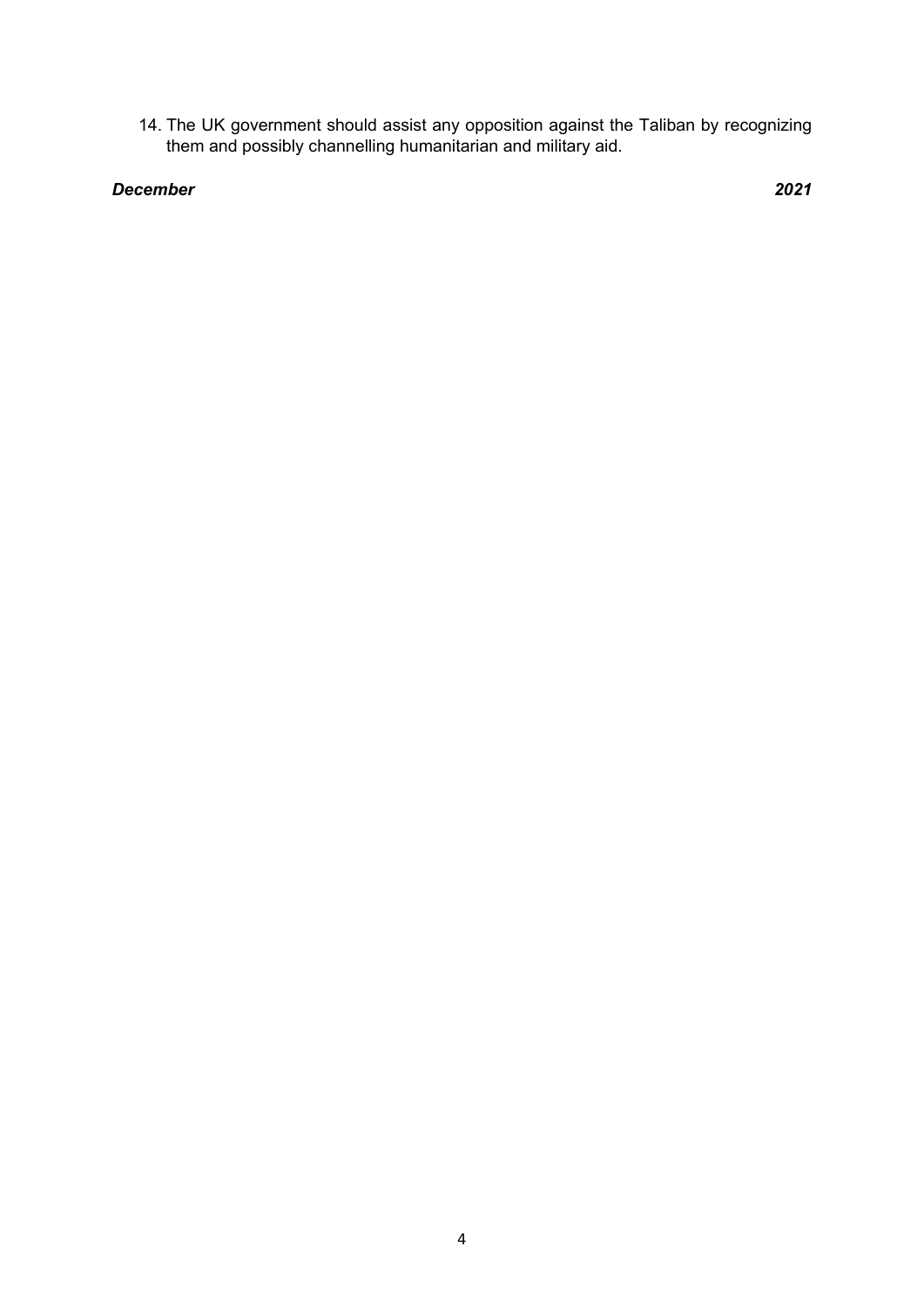14. The UK government should assist any opposition against the Taliban by recognizing them and possibly channelling humanitarian and military aid.

***December 2021***